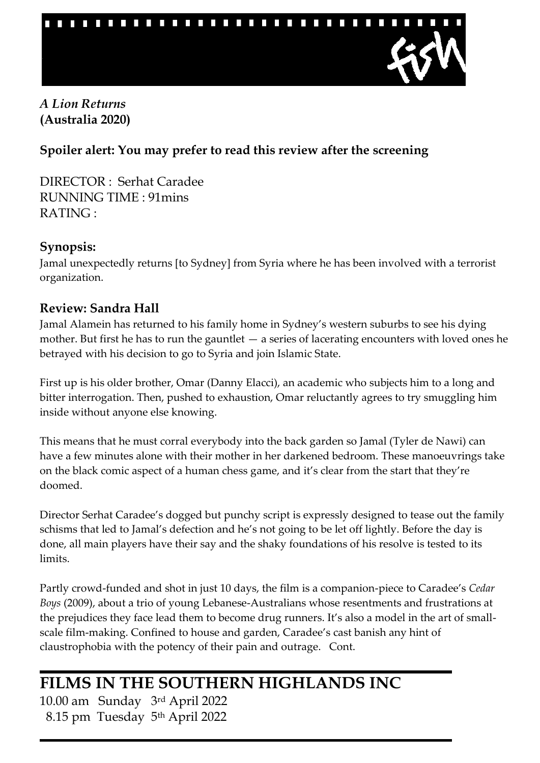*A Lion Returns*
**(Australia 2020)**

**Spoiler alert: You may prefer to read this review after the screening**

DIRECTOR : Serhat Caradee
RUNNING TIME : 91mins
RATING :

## Synopsis:

Jamal unexpectedly returns [to Sydney] from Syria where he has been involved with a terrorist organization.

## Review: Sandra Hall

Jamal Alamein has returned to his family home in Sydney's western suburbs to see his dying mother. But first he has to run the gauntlet — a series of lacerating encounters with loved ones he betrayed with his decision to go to Syria and join Islamic State.

First up is his older brother, Omar (Danny Elacci), an academic who subjects him to a long and bitter interrogation. Then, pushed to exhaustion, Omar reluctantly agrees to try smuggling him inside without anyone else knowing.

This means that he must corral everybody into the back garden so Jamal (Tyler de Nawi) can have a few minutes alone with their mother in her darkened bedroom. These manoeuvrings take on the black comic aspect of a human chess game, and it's clear from the start that they're doomed.

Director Serhat Caradee's dogged but punchy script is expressly designed to tease out the family schisms that led to Jamal's defection and he's not going to be let off lightly. Before the day is done, all main players have their say and the shaky foundations of his resolve is tested to its limits.

Partly crowd-funded and shot in just 10 days, the film is a companion-piece to Caradee's *Cedar Boys* (2009), about a trio of young Lebanese-Australians whose resentments and frustrations at the prejudices they face lead them to become drug runners. It's also a model in the art of small-scale film-making. Confined to house and garden, Caradee's cast banish any hint of claustrophobia with the potency of their pain and outrage. Cont.

# FILMS IN THE SOUTHERN HIGHLANDS INC

10.00 am Sunday 3rd April 2022
8.15 pm Tuesday 5th April 2022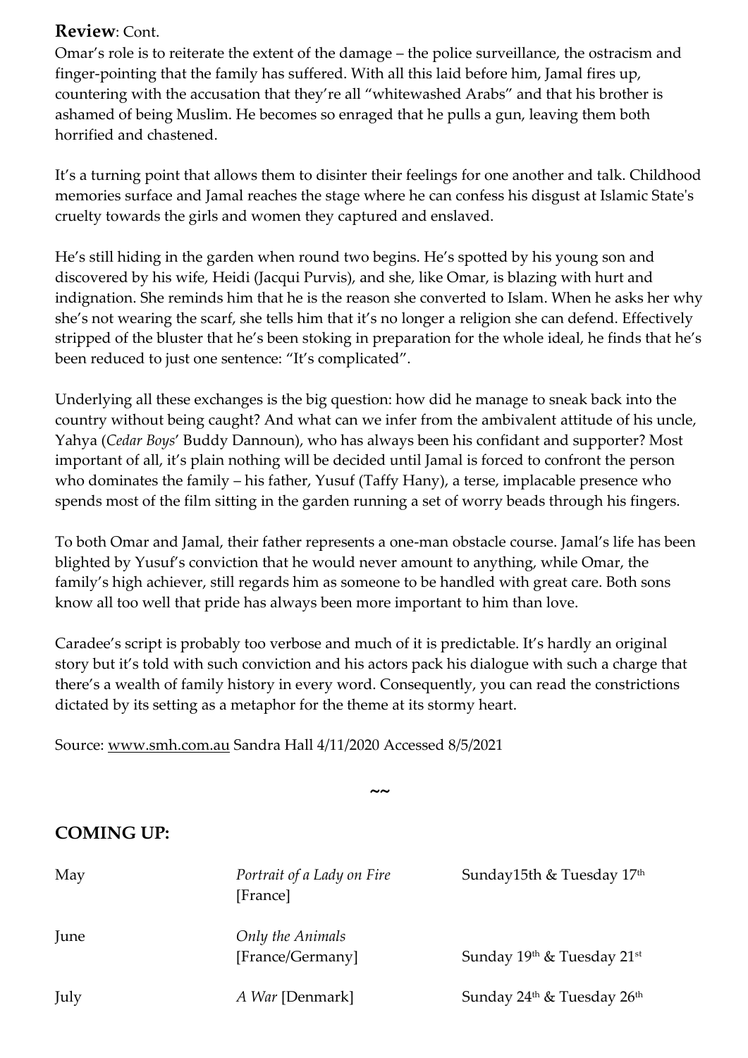**Review**: Cont.

Omar's role is to reiterate the extent of the damage – the police surveillance, the ostracism and finger-pointing that the family has suffered. With all this laid before him, Jamal fires up, countering with the accusation that they're all "whitewashed Arabs" and that his brother is ashamed of being Muslim. He becomes so enraged that he pulls a gun, leaving them both horrified and chastened.

It's a turning point that allows them to disinter their feelings for one another and talk. Childhood memories surface and Jamal reaches the stage where he can confess his disgust at Islamic State's cruelty towards the girls and women they captured and enslaved.

He's still hiding in the garden when round two begins. He's spotted by his young son and discovered by his wife, Heidi (Jacqui Purvis), and she, like Omar, is blazing with hurt and indignation. She reminds him that he is the reason she converted to Islam. When he asks her why she's not wearing the scarf, she tells him that it's no longer a religion she can defend. Effectively stripped of the bluster that he's been stoking in preparation for the whole ideal, he finds that he's been reduced to just one sentence: "It's complicated".

Underlying all these exchanges is the big question: how did he manage to sneak back into the country without being caught? And what can we infer from the ambivalent attitude of his uncle, Yahya (*Cedar Boys*' Buddy Dannoun), who has always been his confidant and supporter? Most important of all, it's plain nothing will be decided until Jamal is forced to confront the person who dominates the family – his father, Yusuf (Taffy Hany), a terse, implacable presence who spends most of the film sitting in the garden running a set of worry beads through his fingers.

To both Omar and Jamal, their father represents a one-man obstacle course. Jamal's life has been blighted by Yusuf's conviction that he would never amount to anything, while Omar, the family's high achiever, still regards him as someone to be handled with great care. Both sons know all too well that pride has always been more important to him than love.

Caradee's script is probably too verbose and much of it is predictable. It's hardly an original story but it's told with such conviction and his actors pack his dialogue with such a charge that there's a wealth of family history in every word. Consequently, you can read the constrictions dictated by its setting as a metaphor for the theme at its stormy heart.

Source: www.smh.com.au Sandra Hall 4/11/2020 Accessed 8/5/2021

~~

## COMING UP:

| | | |
|---|---|---|
| May | *Portrait of a Lady on Fire* [France] | Sunday15th & Tuesday 17th |
| June | *Only the Animals* [France/Germany] | Sunday 19th & Tuesday 21st |
| July | *A War* [Denmark] | Sunday 24th & Tuesday 26th |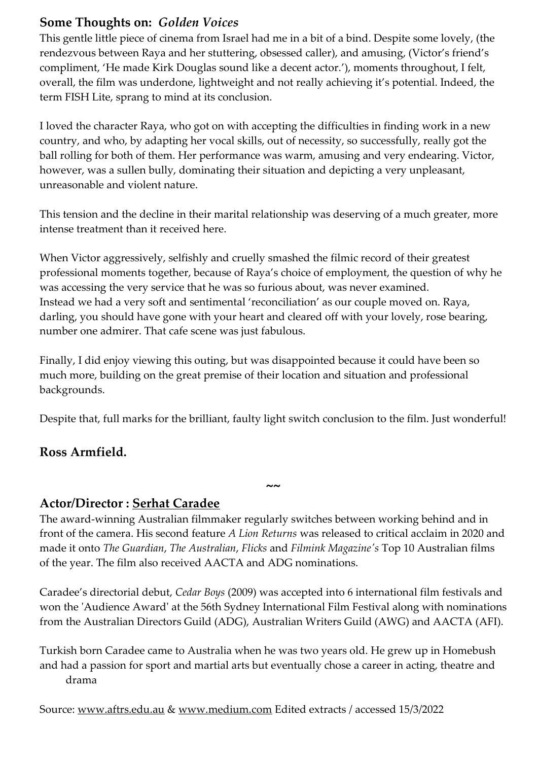## Some Thoughts on: *Golden Voices*

This gentle little piece of cinema from Israel had me in a bit of a bind. Despite some lovely, (the rendezvous between Raya and her stuttering, obsessed caller), and amusing, (Victor's friend's compliment, 'He made Kirk Douglas sound like a decent actor.'), moments throughout, I felt, overall, the film was underdone, lightweight and not really achieving it's potential. Indeed, the term FISH Lite, sprang to mind at its conclusion.

I loved the character Raya, who got on with accepting the difficulties in finding work in a new country, and who, by adapting her vocal skills, out of necessity, so successfully, really got the ball rolling for both of them. Her performance was warm, amusing and very endearing. Victor, however, was a sullen bully, dominating their situation and depicting a very unpleasant, unreasonable and violent nature.

This tension and the decline in their marital relationship was deserving of a much greater, more intense treatment than it received here.

When Victor aggressively, selfishly and cruelly smashed the filmic record of their greatest professional moments together, because of Raya's choice of employment, the question of why he was accessing the very service that he was so furious about, was never examined.
Instead we had a very soft and sentimental 'reconciliation' as our couple moved on. Raya, darling, you should have gone with your heart and cleared off with your lovely, rose bearing, number one admirer. That cafe scene was just fabulous.

Finally, I did enjoy viewing this outing, but was disappointed because it could have been so much more, building on the great premise of their location and situation and professional backgrounds.

Despite that, full marks for the brilliant, faulty light switch conclusion to the film. Just wonderful!

**Ross Armfield.**

~~

## Actor/Director : Serhat Caradee

The award-winning Australian filmmaker regularly switches between working behind and in front of the camera. His second feature *A Lion Returns* was released to critical acclaim in 2020 and made it onto *The Guardian*, *The Australian*, *Flicks* and *Filmink Magazine's* Top 10 Australian films of the year. The film also received AACTA and ADG nominations.

Caradee's directorial debut, *Cedar Boys* (2009) was accepted into 6 international film festivals and won the 'Audience Award' at the 56th Sydney International Film Festival along with nominations from the Australian Directors Guild (ADG), Australian Writers Guild (AWG) and AACTA (AFI).

Turkish born Caradee came to Australia when he was two years old. He grew up in Homebush and had a passion for sport and martial arts but eventually chose a career in acting, theatre and drama

Source: www.aftrs.edu.au & www.medium.com Edited extracts / accessed 15/3/2022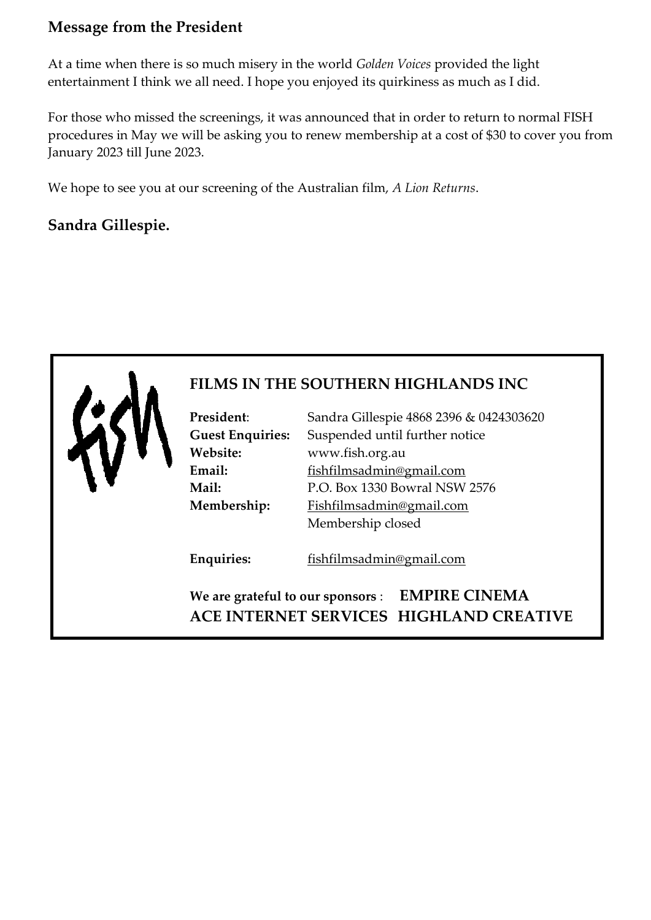## Message from the President

At a time when there is so much misery in the world *Golden Voices* provided the light entertainment I think we all need. I hope you enjoyed its quirkiness as much as I did.

For those who missed the screenings, it was announced that in order to return to normal FISH procedures in May we will be asking you to renew membership at a cost of $30 to cover you from January 2023 till June 2023.

We hope to see you at our screening of the Australian film, *A Lion Returns*.

**Sandra Gillespie.**

## FILMS IN THE SOUTHERN HIGHLANDS INC

| | |
|---|---|
| **President**: | Sandra Gillespie 4868 2396 & 0424303620 |
| **Guest Enquiries:** | Suspended until further notice |
| **Website:** | www.fish.org.au |
| **Email:** | fishfilmsadmin@gmail.com |
| **Mail:** | P.O. Box 1330 Bowral NSW 2576 |
| **Membership:** | Fishfilmsadmin@gmail.com<br>Membership closed |
| **Enquiries:** | fishfilmsadmin@gmail.com |

**We are grateful to our sponsors** : **EMPIRE CINEMA**
**ACE INTERNET SERVICES HIGHLAND CREATIVE**